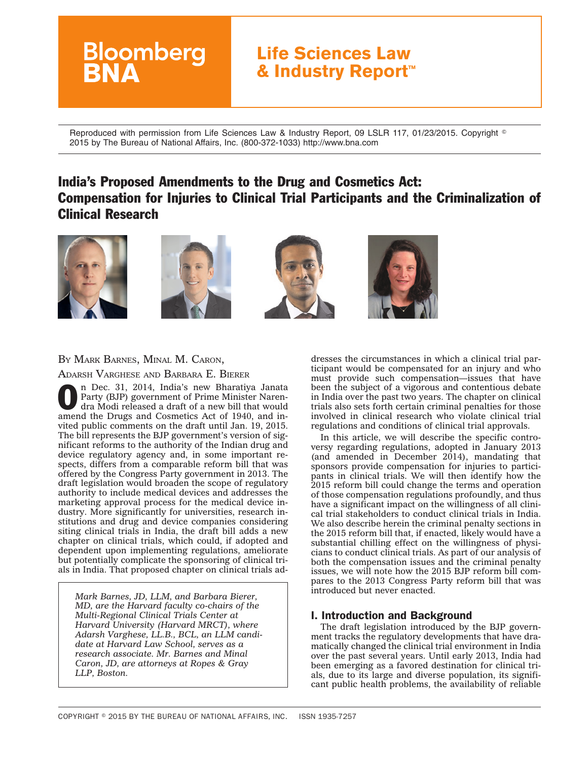Bloomberg BNA

# Life Sciences Law & Industry Report™

Reproduced with permission from Life Sciences Law & Industry Report, 09 LSLR 117, 01/23/2015. Copyright © 2015 by The Bureau of National Affairs, Inc. (800-372-1033) http://www.bna.com

## India's Proposed Amendments to the Drug and Cosmetics Act: Compensation for Injuries to Clinical Trial Participants and the Criminalization of Clinical Research

BY MARK BARNES, MINAL M. CARON, ADARSH VARGHESE AND BARBARA E. BIERER

On Dec. 31, 2014, India's new Bharatiya Janata Party (BJP) government of Prime Minister Narendra Modi released a draft of a new bill that would amend the Drugs and Cosmetics Act of 1940, and invited public comments on the draft until Jan. 19, 2015. The bill represents the BJP government's version of significant reforms to the authority of the Indian drug and device regulatory agency and, in some important respects, differs from a comparable reform bill that was offered by the Congress Party government in 2013. The draft legislation would broaden the scope of regulatory authority to include medical devices and addresses the marketing approval process for the medical device industry. More significantly for universities, research institutions and drug and device companies considering siting clinical trials in India, the draft bill adds a new chapter on clinical trials, which could, if adopted and dependent upon implementing regulations, ameliorate but potentially complicate the sponsoring of clinical trials in India. That proposed chapter on clinical trials addresses the circumstances in which a clinical trial participant would be compensated for an injury and who must provide such compensation—issues that have been the subject of a vigorous and contentious debate in India over the past two years. The chapter on clinical trials also sets forth certain criminal penalties for those involved in clinical research who violate clinical trial regulations and conditions of clinical trial approvals.

*Mark Barnes, JD, LLM, and Barbara Bierer, MD, are the Harvard faculty co-chairs of the Multi-Regional Clinical Trials Center at Harvard University (Harvard MRCT), where Adarsh Varghese, LL.B., BCL, an LLM candidate at Harvard Law School, serves as a research associate. Mr. Barnes and Minal Caron, JD, are attorneys at Ropes & Gray LLP, Boston.*

In this article, we will describe the specific controversy regarding regulations, adopted in January 2013 (and amended in December 2014), mandating that sponsors provide compensation for injuries to participants in clinical trials. We will then identify how the 2015 reform bill could change the terms and operation of those compensation regulations profoundly, and thus have a significant impact on the willingness of all clinical trial stakeholders to conduct clinical trials in India. We also describe herein the criminal penalty sections in the 2015 reform bill that, if enacted, likely would have a substantial chilling effect on the willingness of physicians to conduct clinical trials. As part of our analysis of both the compensation issues and the criminal penalty issues, we will note how the 2015 BJP reform bill compares to the 2013 Congress Party reform bill that was introduced but never enacted.

### I. Introduction and Background

The draft legislation introduced by the BJP government tracks the regulatory developments that have dramatically changed the clinical trial environment in India over the past several years. Until early 2013, India had been emerging as a favored destination for clinical trials, due to its large and diverse population, its significant public health problems, the availability of reliable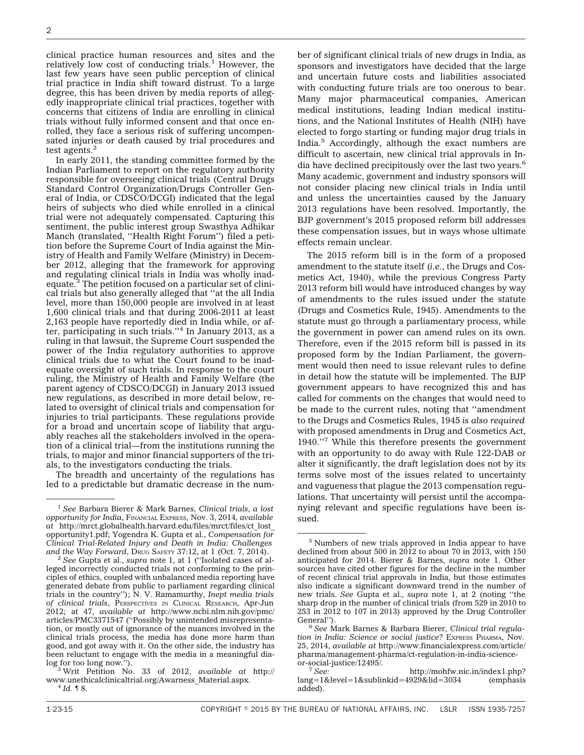clinical practice human resources and sites and the relatively low cost of conducting trials.[1] However, the last few years have seen public perception of clinical trial practice in India shift toward distrust. To a large degree, this has been driven by media reports of allegedly inappropriate clinical trial practices, together with concerns that citizens of India are enrolling in clinical trials without fully informed consent and that once enrolled, they face a serious risk of suffering uncompensated injuries or death caused by trial procedures and test agents.[2]

In early 2011, the standing committee formed by the Indian Parliament to report on the regulatory authority responsible for overseeing clinical trials (Central Drugs Standard Control Organization/Drugs Controller General of India, or CDSCO/DCGI) indicated that the legal heirs of subjects who died while enrolled in a clinical trial were not adequately compensated. Capturing this sentiment, the public interest group Swasthya Adhikar Manch (translated, ''Health Right Forum'') filed a petition before the Supreme Court of India against the Ministry of Health and Family Welfare (Ministry) in December 2012, alleging that the framework for approving and regulating clinical trials in India was wholly inadequate.[3] The petition focused on a particular set of clinical trials but also generally alleged that ''at the all India level, more than 150,000 people are involved in at least 1,600 clinical trials and that during 2006-2011 at least 2,163 people have reportedly died in India while, or after, participating in such trials.''[4] In January 2013, as a ruling in that lawsuit, the Supreme Court suspended the power of the India regulatory authorities to approve clinical trials due to what the Court found to be inadequate oversight of such trials. In response to the court ruling, the Ministry of Health and Family Welfare (the parent agency of CDSCO/DCGI) in January 2013 issued new regulations, as described in more detail below, related to oversight of clinical trials and compensation for injuries to trial participants. These regulations provide for a broad and uncertain scope of liability that arguably reaches all the stakeholders involved in the operation of a clinical trial—from the institutions running the trials, to major and minor financial supporters of the trials, to the investigators conducting the trials.

The breadth and uncertainty of the regulations has led to a predictable but dramatic decrease in the number of significant clinical trials of new drugs in India, as sponsors and investigators have decided that the large and uncertain future costs and liabilities associated with conducting future trials are too onerous to bear. Many major pharmaceutical companies, American medical institutions, leading Indian medical institutions, and the National Institutes of Health (NIH) have elected to forgo starting or funding major drug trials in India.[5] Accordingly, although the exact numbers are difficult to ascertain, new clinical trial approvals in India have declined precipitously over the last two years.[6] Many academic, government and industry sponsors will not consider placing new clinical trials in India until and unless the uncertainties caused by the January 2013 regulations have been resolved. Importantly, the BJP government's 2015 proposed reform bill addresses these compensation issues, but in ways whose ultimate effects remain unclear.

The 2015 reform bill is in the form of a proposed amendment to the statute itself (*i.e.*, the Drugs and Cosmetics Act, 1940), while the previous Congress Party 2013 reform bill would have introduced changes by way of amendments to the rules issued under the statute (Drugs and Cosmetics Rule, 1945). Amendments to the statute must go through a parliamentary process, while the government in power can amend rules on its own. Therefore, even if the 2015 reform bill is passed in its proposed form by the Indian Parliament, the government would then need to issue relevant rules to define in detail how the statute will be implemented. The BJP government appears to have recognized this and has called for comments on the changes that would need to be made to the current rules, noting that ''amendment to the Drugs and Cosmetics Rules, 1945 *is also required* with proposed amendments in Drug and Cosmetics Act, 1940.''[7] While this therefore presents the government with an opportunity to do away with Rule 122-DAB or alter it significantly, the draft legislation does not by its terms solve most of the issues related to uncertainty and vagueness that plague the 2013 compensation regulations. That uncertainty will persist until the accompanying relevant and specific regulations have been issued.

---

[1] *See* Barbara Bierer & Mark Barnes, *Clinical trials, a lost opportunity for India*, Financial Express, Nov. 3, 2014, *available at* http://mrct.globalhealth.harvard.edu/files/mrct/files/ct_lost_opportunity1.pdf; Yogendra K. Gupta et al., *Compensation for Clinical Trial-Related Injury and Death in India: Challenges and the Way Forward*, Drug Safety 37:12, at 1 (Oct. 7, 2014).

[2] *See* Gupta et al., *supra* note 1, at 1 (''Isolated cases of alleged incorrectly conducted trials not conforming to the principles of ethics, coupled with unbalanced media reporting have generated debate from public to parliament regarding clinical trials in the country''); N. V. Ramamurthy, *Inept media trials of clinical trials*, Perspectives in Clinical Research, Apr-Jun 2012; at 47, *available at* http://www.ncbi.nlm.nih.gov/pmc/articles/PMC3371547 (''Possibly by unintended misrepresentation, or mostly out of ignorance of the nuances involved in the clinical trials process, the media has done more harm than good, and got away with it. On the other side, the industry has been reluctant to engage with the media in a meaningful dialog for too long now.'').

[3] Writ Petition No. 33 of 2012, *available at* http://www.unethicalclinicaltrial.org/Awarness_Material.aspx.

[4] *Id.* ¶ 8.

[5] Numbers of new trials approved in India appear to have declined from about 500 in 2012 to about 70 in 2013, with 150 anticipated for 2014. Bierer & Barnes, *supra* note 1. Other sources have cited other figures for the decline in the number of recent clinical trial approvals in India, but those estimates also indicate a significant downward trend in the number of new trials. *See* Gupta et al., *supra* note 1, at 2 (noting ''the sharp drop in the number of clinical trials (from 529 in 2010 to 253 in 2012 to 107 in 2013) approved by the Drug Controller General'').

[6] *See* Mark Barnes & Barbara Bierer, *Clinical trial regulation in India: Science or social justice?* Express Pharma, Nov. 25, 2014, *available at* http://www.financialexpress.com/article/pharma/management-pharma/ct-regulation-in-india-science-or-social-justice/12495/.

[7] *See:* http://mohfw.nic.in/index1.php?lang=1&level=1&sublinkid=4929&lid=3034 (emphasis added).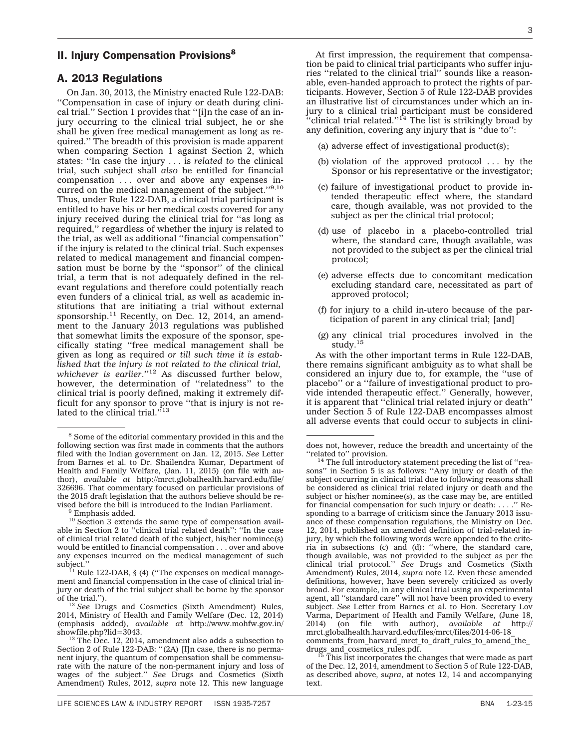## II. Injury Compensation Provisions[8]

### A. 2013 Regulations

On Jan. 30, 2013, the Ministry enacted Rule 122-DAB: ''Compensation in case of injury or death during clinical trial.'' Section 1 provides that ''[i]n the case of an injury occurring to the clinical trial subject, he or she shall be given free medical management as long as required.'' The breadth of this provision is made apparent when comparing Section 1 against Section 2, which states: ''In case the injury . . . is *related to* the clinical trial, such subject shall *also* be entitled for financial compensation . . . over and above any expenses incurred on the medical management of the subject.''[9,10] Thus, under Rule 122-DAB, a clinical trial participant is entitled to have his or her medical costs covered for any injury received during the clinical trial for ''as long as required,'' regardless of whether the injury is related to the trial, as well as additional ''financial compensation'' if the injury is related to the clinical trial. Such expenses related to medical management and financial compensation must be borne by the ''sponsor'' of the clinical trial, a term that is not adequately defined in the relevant regulations and therefore could potentially reach even funders of a clinical trial, as well as academic institutions that are initiating a trial without external sponsorship.[11] Recently, on Dec. 12, 2014, an amendment to the January 2013 regulations was published that somewhat limits the exposure of the sponsor, specifically stating ''free medical management shall be given as long as required *or till such time it is established that the injury is not related to the clinical trial, whichever is earlier*.''[12] As discussed further below, however, the determination of ''relatedness'' to the clinical trial is poorly defined, making it extremely difficult for any sponsor to prove ''that is injury is not related to the clinical trial.''[13]

At first impression, the requirement that compensation be paid to clinical trial participants who suffer injuries ''related to the clinical trial'' sounds like a reasonable, even-handed approach to protect the rights of participants. However, Section 5 of Rule 122-DAB provides an illustrative list of circumstances under which an injury to a clinical trial participant must be considered ''clinical trial related.''[14] The list is strikingly broad by any definition, covering any injury that is ''due to'':

(a) adverse effect of investigational product(s);

(b) violation of the approved protocol . . . by the Sponsor or his representative or the investigator;

(c) failure of investigational product to provide intended therapeutic effect where, the standard care, though available, was not provided to the subject as per the clinical trial protocol;

(d) use of placebo in a placebo-controlled trial where, the standard care, though available, was not provided to the subject as per the clinical trial protocol;

(e) adverse effects due to concomitant medication excluding standard care, necessitated as part of approved protocol;

(f) for injury to a child in-utero because of the participation of parent in any clinical trial; [and]

(g) any clinical trial procedures involved in the study.[15]

As with the other important terms in Rule 122-DAB, there remains significant ambiguity as to what shall be considered an injury due to, for example, the ''use of placebo'' or a ''failure of investigational product to provide intended therapeutic effect.'' Generally, however, it is apparent that ''clinical trial related injury or death'' under Section 5 of Rule 122-DAB encompasses almost all adverse events that could occur to subjects in clini-

---

[8] Some of the editorial commentary provided in this and the following section was first made in comments that the authors filed with the Indian government on Jan. 12, 2015. *See* Letter from Barnes et al. to Dr. Shailendra Kumar, Department of Health and Family Welfare, (Jan. 11, 2015) (on file with author), *available at* http://mrct.globalhealth.harvard.edu/file/326696. That commentary focused on particular provisions of the 2015 draft legislation that the authors believe should be revised before the bill is introduced to the Indian Parliament.

[9] Emphasis added.

[10] Section 3 extends the same type of compensation available in Section 2 to ''clinical trial related death'': ''In the case of clinical trial related death of the subject, his/her nominee(s) would be entitled to financial compensation . . . over and above any expenses incurred on the medical management of such subject.''

[11] Rule 122-DAB, § (4) (''The expenses on medical management and financial compensation in the case of clinical trial injury or death of the trial subject shall be borne by the sponsor of the trial.'').

[12] *See* Drugs and Cosmetics (Sixth Amendment) Rules, 2014, Ministry of Health and Family Welfare (Dec. 12, 2014) (emphasis added), *available at* http://www.mohfw.gov.in/showfile.php?lid=3043.

[13] The Dec. 12, 2014, amendment also adds a subsection to Section 2 of Rule 122-DAB: ''(2A) [I]n case, there is no permanent injury, the quantum of compensation shall be commensurate with the nature of the non-permanent injury and loss of wages of the subject.'' *See* Drugs and Cosmetics (Sixth Amendment) Rules, 2012, *supra* note 12. This new language does not, however, reduce the breadth and uncertainty of the ''related to'' provision.

[14] The full introductory statement preceding the list of ''reasons'' in Section 5 is as follows: ''Any injury or death of the subject occurring in clinical trial due to following reasons shall be considered as clinical trial related injury or death and the subject or his/her nominee(s), as the case may be, are entitled for financial compensation for such injury or death: . . . .'' Responding to a barrage of criticism since the January 2013 issuance of these compensation regulations, the Ministry on Dec. 12, 2014, published an amended definition of trial-related injury, by which the following words were appended to the criteria in subsections (c) and (d): ''where, the standard care, though available, was not provided to the subject as per the clinical trial protocol.'' *See* Drugs and Cosmetics (Sixth Amendment) Rules, 2014, *supra* note 12. Even these amended definitions, however, have been severely criticized as overly broad. For example, in any clinical trial using an experimental agent, all ''standard care'' will not have been provided to every subject. *See* Letter from Barnes et al. to Hon. Secretary Lov Varma, Department of Health and Family Welfare, (June 18, 2014) (on file with author), *available at* http://mrct.globalhealth.harvard.edu/files/mrct/files/2014-06-18_comments_from_harvard_mrct_to_draft_rules_to_amend_the_drugs_and_cosmetics_rules.pdf.

[15] This list incorporates the changes that were made as part of the Dec. 12, 2014, amendment to Section 5 of Rule 122-DAB, as described above, *supra*, at notes 12, 14 and accompanying text.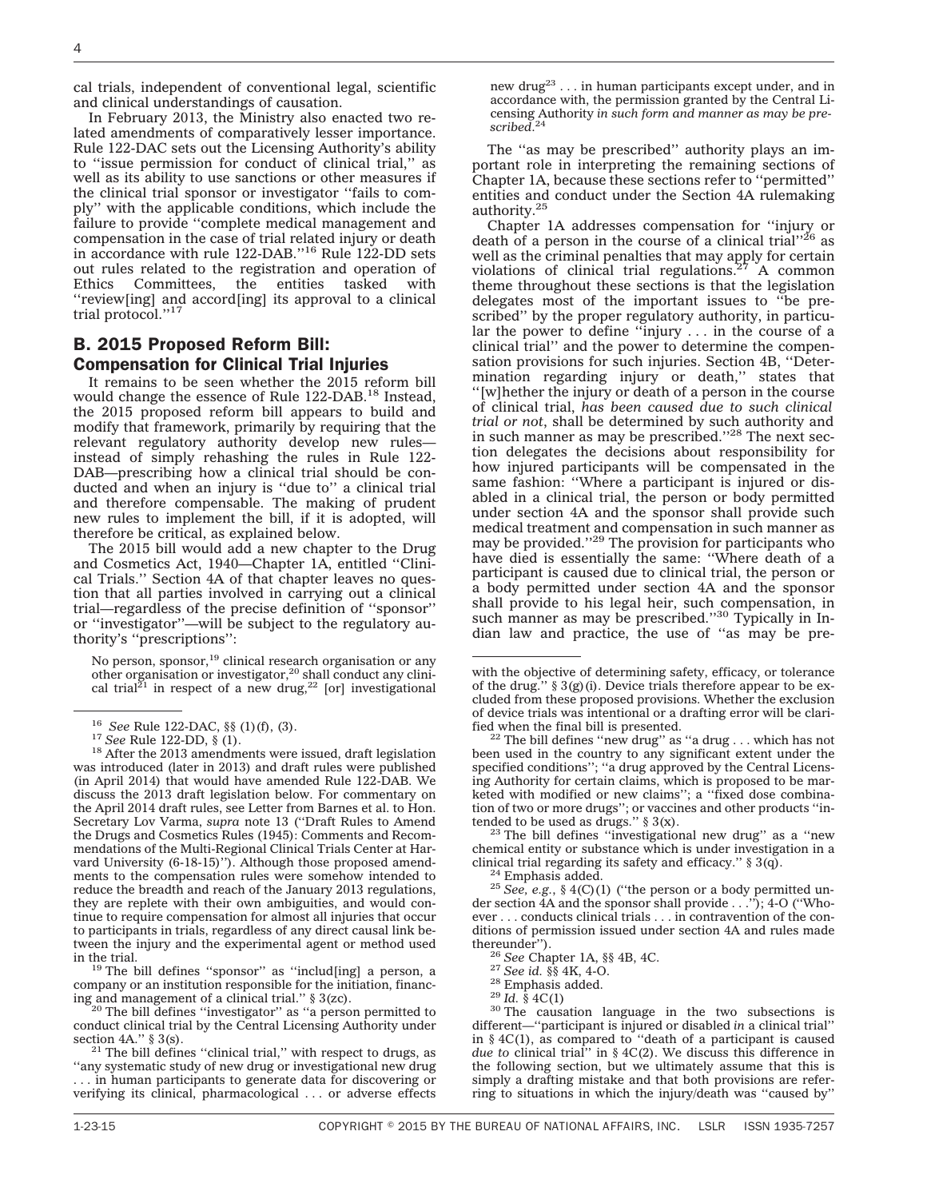cal trials, independent of conventional legal, scientific and clinical understandings of causation.

In February 2013, the Ministry also enacted two related amendments of comparatively lesser importance. Rule 122-DAC sets out the Licensing Authority's ability to ''issue permission for conduct of clinical trial,'' as well as its ability to use sanctions or other measures if the clinical trial sponsor or investigator ''fails to comply'' with the applicable conditions, which include the failure to provide ''complete medical management and compensation in the case of trial related injury or death in accordance with rule 122-DAB.''[16] Rule 122-DD sets out rules related to the registration and operation of Ethics Committees, the entities tasked with ''review[ing] and accord[ing] its approval to a clinical trial protocol.''[17]

## B. 2015 Proposed Reform Bill: Compensation for Clinical Trial Injuries

It remains to be seen whether the 2015 reform bill would change the essence of Rule 122-DAB.[18] Instead, the 2015 proposed reform bill appears to build and modify that framework, primarily by requiring that the relevant regulatory authority develop new rules—instead of simply rehashing the rules in Rule 122-DAB—prescribing how a clinical trial should be conducted and when an injury is ''due to'' a clinical trial and therefore compensable. The making of prudent new rules to implement the bill, if it is adopted, will therefore be critical, as explained below.

The 2015 bill would add a new chapter to the Drug and Cosmetics Act, 1940—Chapter 1A, entitled ''Clinical Trials.'' Section 4A of that chapter leaves no question that all parties involved in carrying out a clinical trial—regardless of the precise definition of ''sponsor'' or ''investigator''—will be subject to the regulatory authority's ''prescriptions'':

> No person, sponsor,[19] clinical research organisation or any other organisation or investigator,[20] shall conduct any clinical trial[21] in respect of a new drug,[22] [or] investigational new drug[23] . . . in human participants except under, and in accordance with, the permission granted by the Central Licensing Authority *in such form and manner as may be prescribed*.[24]

The ''as may be prescribed'' authority plays an important role in interpreting the remaining sections of Chapter 1A, because these sections refer to ''permitted'' entities and conduct under the Section 4A rulemaking authority.[25]

Chapter 1A addresses compensation for ''injury or death of a person in the course of a clinical trial''[26] as well as the criminal penalties that may apply for certain violations of clinical trial regulations.[27] A common theme throughout these sections is that the legislation delegates most of the important issues to ''be prescribed'' by the proper regulatory authority, in particular the power to define ''injury . . . in the course of a clinical trial'' and the power to determine the compensation provisions for such injuries. Section 4B, ''Determination regarding injury or death,'' states that ''[w]hether the injury or death of a person in the course of clinical trial, *has been caused due to such clinical trial or not*, shall be determined by such authority and in such manner as may be prescribed.''[28] The next section delegates the decisions about responsibility for how injured participants will be compensated in the same fashion: ''Where a participant is injured or disabled in a clinical trial, the person or body permitted under section 4A and the sponsor shall provide such medical treatment and compensation in such manner as may be provided.''[29] The provision for participants who have died is essentially the same: ''Where death of a participant is caused due to clinical trial, the person or a body permitted under section 4A and the sponsor shall provide to his legal heir, such compensation, in such manner as may be prescribed.''[30] Typically in Indian law and practice, the use of ''as may be pre-

---

[16] *See* Rule 122-DAC, §§ (1)(f), (3).

[17] *See* Rule 122-DD, § (1).

[18] After the 2013 amendments were issued, draft legislation was introduced (later in 2013) and draft rules were published (in April 2014) that would have amended Rule 122-DAB. We discuss the 2013 draft legislation below. For commentary on the April 2014 draft rules, see Letter from Barnes et al. to Hon. Secretary Lov Varma, *supra* note 13 (''Draft Rules to Amend the Drugs and Cosmetics Rules (1945): Comments and Recommendations of the Multi-Regional Clinical Trials Center at Harvard University (6-18-15)''). Although those proposed amendments to the compensation rules were somehow intended to reduce the breadth and reach of the January 2013 regulations, they are replete with their own ambiguities, and would continue to require compensation for almost all injuries that occur to participants in trials, regardless of any direct causal link between the injury and the experimental agent or method used in the trial.

[19] The bill defines ''sponsor'' as ''includ[ing] a person, a company or an institution responsible for the initiation, financing and management of a clinical trial.'' § 3(zc).

[20] The bill defines ''investigator'' as ''a person permitted to conduct clinical trial by the Central Licensing Authority under section 4A.'' § 3(s).

[21] The bill defines ''clinical trial,'' with respect to drugs, as ''any systematic study of new drug or investigational new drug . . . in human participants to generate data for discovering or verifying its clinical, pharmacological . . . or adverse effects with the objective of determining safety, efficacy, or tolerance of the drug.'' § 3(g)(i). Device trials therefore appear to be excluded from these proposed provisions. Whether the exclusion of device trials was intentional or a drafting error will be clarified when the final bill is presented.

[22] The bill defines ''new drug'' as ''a drug . . . which has not been used in the country to any significant extent under the specified conditions''; ''a drug approved by the Central Licensing Authority for certain claims, which is proposed to be marketed with modified or new claims''; a ''fixed dose combination of two or more drugs''; or vaccines and other products ''intended to be used as drugs.'' § 3(x).

[23] The bill defines ''investigational new drug'' as a ''new chemical entity or substance which is under investigation in a clinical trial regarding its safety and efficacy.'' § 3(q).

[24] Emphasis added.

[25] *See, e.g.*, § 4(C)(1) (''the person or a body permitted under section 4A and the sponsor shall provide . . .''); 4-O (''Whoever . . . conducts clinical trials . . . in contravention of the conditions of permission issued under section 4A and rules made thereunder'').

[26] *See* Chapter 1A, §§ 4B, 4C.

[27] *See id.* §§ 4K, 4-O.

[28] Emphasis added.

[29] *Id.* § 4C(1)

[30] The causation language in the two subsections is different—''participant is injured or disabled *in* a clinical trial'' in § 4C(1), as compared to ''death of a participant is caused *due to* clinical trial'' in § 4C(2). We discuss this difference in the following section, but we ultimately assume that this is simply a drafting mistake and that both provisions are referring to situations in which the injury/death was ''caused by''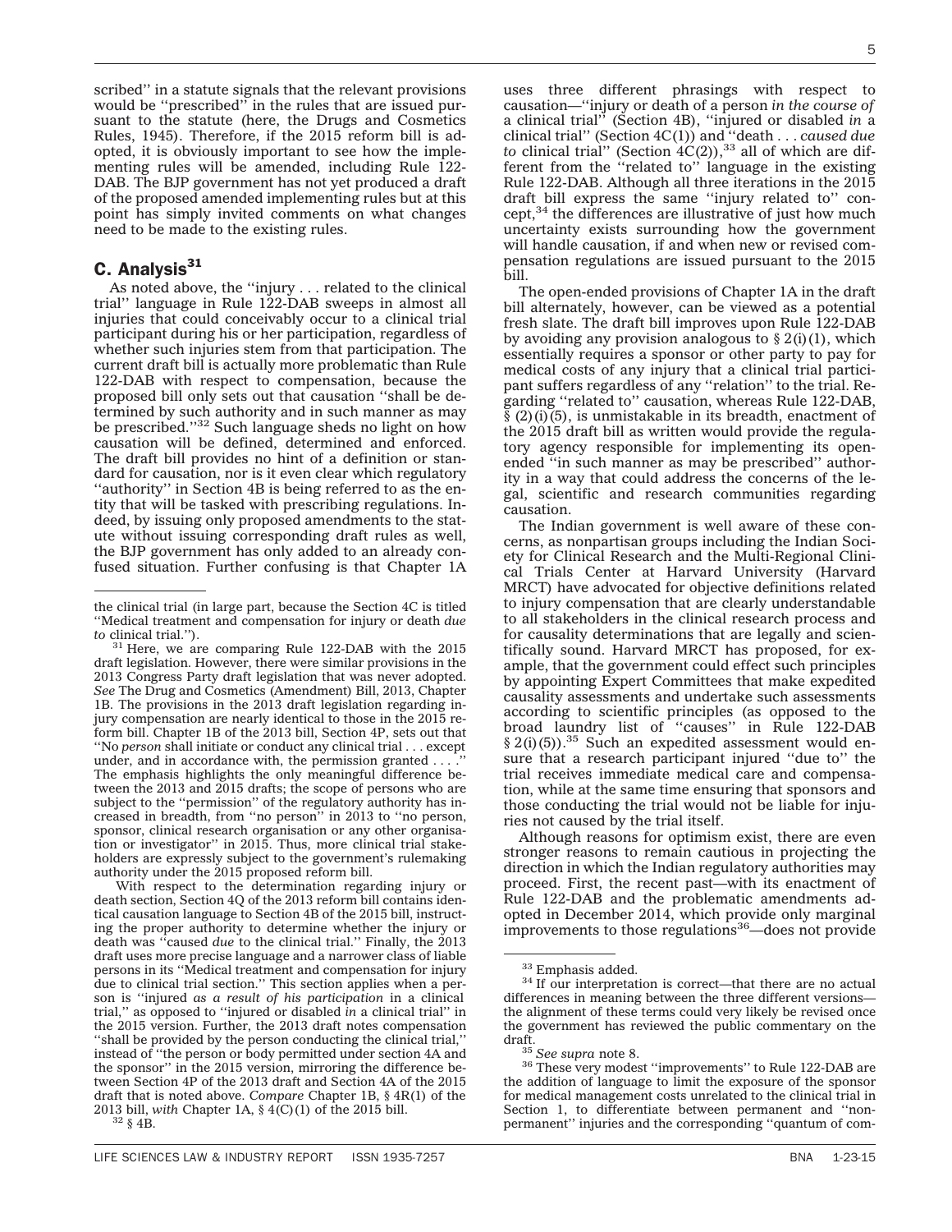scribed'' in a statute signals that the relevant provisions would be ''prescribed'' in the rules that are issued pursuant to the statute (here, the Drugs and Cosmetics Rules, 1945). Therefore, if the 2015 reform bill is adopted, it is obviously important to see how the implementing rules will be amended, including Rule 122-DAB. The BJP government has not yet produced a draft of the proposed amended implementing rules but at this point has simply invited comments on what changes need to be made to the existing rules.

## C. Analysis[31]

As noted above, the ''injury . . . related to the clinical trial'' language in Rule 122-DAB sweeps in almost all injuries that could conceivably occur to a clinical trial participant during his or her participation, regardless of whether such injuries stem from that participation. The current draft bill is actually more problematic than Rule 122-DAB with respect to compensation, because the proposed bill only sets out that causation ''shall be determined by such authority and in such manner as may be prescribed.''[32] Such language sheds no light on how causation will be defined, determined and enforced. The draft bill provides no hint of a definition or standard for causation, nor is it even clear which regulatory ''authority'' in Section 4B is being referred to as the entity that will be tasked with prescribing regulations. Indeed, by issuing only proposed amendments to the statute without issuing corresponding draft rules as well, the BJP government has only added to an already confused situation. Further confusing is that Chapter 1A uses three different phrasings with respect to causation—''injury or death of a person *in the course of* a clinical trial'' (Section 4B), ''injured or disabled *in* a clinical trial'' (Section 4C(1)) and ''death . . . *caused due to* clinical trial'' (Section 4C(2)),[33] all of which are different from the ''related to'' language in the existing Rule 122-DAB. Although all three iterations in the 2015 draft bill express the same ''injury related to'' concept,[34] the differences are illustrative of just how much uncertainty exists surrounding how the government will handle causation, if and when new or revised compensation regulations are issued pursuant to the 2015 bill.

The open-ended provisions of Chapter 1A in the draft bill alternately, however, can be viewed as a potential fresh slate. The draft bill improves upon Rule 122-DAB by avoiding any provision analogous to § 2(i)(1), which essentially requires a sponsor or other party to pay for medical costs of any injury that a clinical trial participant suffers regardless of any ''relation'' to the trial. Regarding ''related to'' causation, whereas Rule 122-DAB, § (2)(i)(5), is unmistakable in its breadth, enactment of the 2015 draft bill as written would provide the regulatory agency responsible for implementing its open-ended ''in such manner as may be prescribed'' authority in a way that could address the concerns of the legal, scientific and research communities regarding causation.

The Indian government is well aware of these concerns, as nonpartisan groups including the Indian Society for Clinical Research and the Multi-Regional Clinical Trials Center at Harvard University (Harvard MRCT) have advocated for objective definitions related to injury compensation that are clearly understandable to all stakeholders in the clinical research process and for causality determinations that are legally and scientifically sound. Harvard MRCT has proposed, for example, that the government could effect such principles by appointing Expert Committees that make expedited causality assessments and undertake such assessments according to scientific principles (as opposed to the broad laundry list of ''causes'' in Rule 122-DAB § 2(i)(5)).[35] Such an expedited assessment would ensure that a research participant injured ''due to'' the trial receives immediate medical care and compensation, while at the same time ensuring that sponsors and those conducting the trial would not be liable for injuries not caused by the trial itself.

Although reasons for optimism exist, there are even stronger reasons to remain cautious in projecting the direction in which the Indian regulatory authorities may proceed. First, the recent past—with its enactment of Rule 122-DAB and the problematic amendments adopted in December 2014, which provide only marginal improvements to those regulations[36]—does not provide

---

the clinical trial (in large part, because the Section 4C is titled ''Medical treatment and compensation for injury or death *due to* clinical trial.'').

[31] Here, we are comparing Rule 122-DAB with the 2015 draft legislation. However, there were similar provisions in the 2013 Congress Party draft legislation that was never adopted. *See* The Drug and Cosmetics (Amendment) Bill, 2013, Chapter 1B. The provisions in the 2013 draft legislation regarding injury compensation are nearly identical to those in the 2015 reform bill. Chapter 1B of the 2013 bill, Section 4P, sets out that ''No *person* shall initiate or conduct any clinical trial . . . except under, and in accordance with, the permission granted . . . .'' The emphasis highlights the only meaningful difference between the 2013 and 2015 drafts; the scope of persons who are subject to the ''permission'' of the regulatory authority has increased in breadth, from ''no person'' in 2013 to ''no person, sponsor, clinical research organisation or any other organisation or investigator'' in 2015. Thus, more clinical trial stakeholders are expressly subject to the government's rulemaking authority under the 2015 proposed reform bill.

With respect to the determination regarding injury or death section, Section 4Q of the 2013 reform bill contains identical causation language to Section 4B of the 2015 bill, instructing the proper authority to determine whether the injury or death was ''caused *due* to the clinical trial.'' Finally, the 2013 draft uses more precise language and a narrower class of liable persons in its ''Medical treatment and compensation for injury due to clinical trial section.'' This section applies when a person is ''injured *as a result of his participation* in a clinical trial,'' as opposed to ''injured or disabled *in* a clinical trial'' in the 2015 version. Further, the 2013 draft notes compensation ''shall be provided by the person conducting the clinical trial,'' instead of ''the person or body permitted under section 4A and the sponsor'' in the 2015 version, mirroring the difference between Section 4P of the 2013 draft and Section 4A of the 2015 draft that is noted above. *Compare* Chapter 1B, § 4R(1) of the 2013 bill, *with* Chapter 1A, § 4(C)(1) of the 2015 bill.

[32] § 4B.

[33] Emphasis added.

[34] If our interpretation is correct—that there are no actual differences in meaning between the three different versions—the alignment of these terms could very likely be revised once the government has reviewed the public commentary on the draft.

[35] *See supra* note 8.

[36] These very modest ''improvements'' to Rule 122-DAB are the addition of language to limit the exposure of the sponsor for medical management costs unrelated to the clinical trial in Section 1, to differentiate between permanent and ''non-permanent'' injuries and the corresponding ''quantum of com-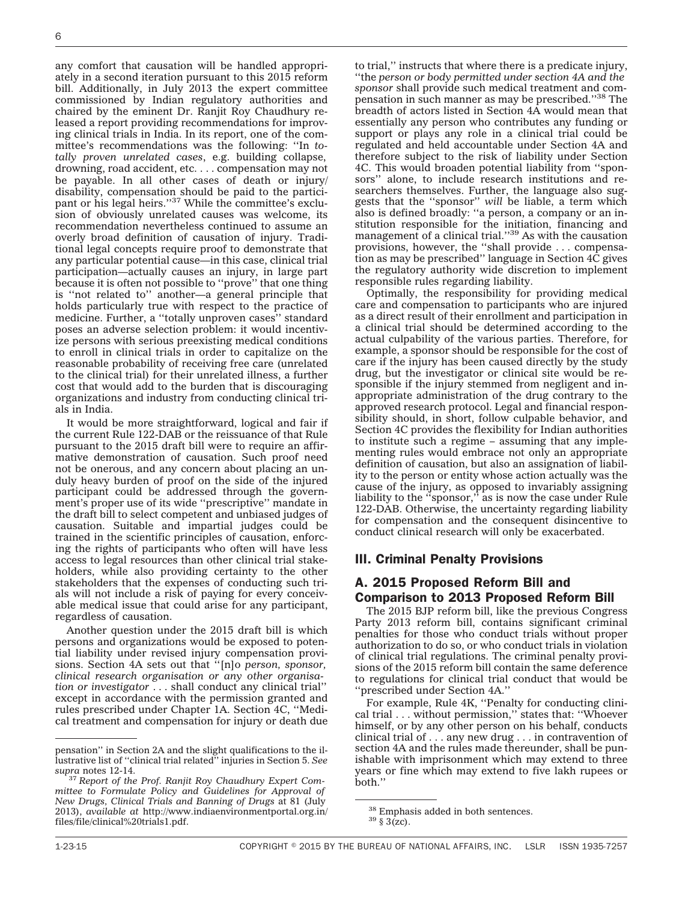any comfort that causation will be handled appropriately in a second iteration pursuant to this 2015 reform bill. Additionally, in July 2013 the expert committee commissioned by Indian regulatory authorities and chaired by the eminent Dr. Ranjit Roy Chaudhury released a report providing recommendations for improving clinical trials in India. In its report, one of the committee's recommendations was the following: ''In *totally proven unrelated cases*, e.g. building collapse, drowning, road accident, etc. . . . compensation may not be payable. In all other cases of death or injury/disability, compensation should be paid to the participant or his legal heirs.''[37] While the committee's exclusion of obviously unrelated causes was welcome, its recommendation nevertheless continued to assume an overly broad definition of causation of injury. Traditional legal concepts require proof to demonstrate that any particular potential cause—in this case, clinical trial participation—actually causes an injury, in large part because it is often not possible to ''prove'' that one thing is ''not related to'' another—a general principle that holds particularly true with respect to the practice of medicine. Further, a ''totally unproven cases'' standard poses an adverse selection problem: it would incentivize persons with serious preexisting medical conditions to enroll in clinical trials in order to capitalize on the reasonable probability of receiving free care (unrelated to the clinical trial) for their unrelated illness, a further cost that would add to the burden that is discouraging organizations and industry from conducting clinical trials in India.

It would be more straightforward, logical and fair if the current Rule 122-DAB or the reissuance of that Rule pursuant to the 2015 draft bill were to require an affirmative demonstration of causation. Such proof need not be onerous, and any concern about placing an unduly heavy burden of proof on the side of the injured participant could be addressed through the government's proper use of its wide ''prescriptive'' mandate in the draft bill to select competent and unbiased judges of causation. Suitable and impartial judges could be trained in the scientific principles of causation, enforcing the rights of participants who often will have less access to legal resources than other clinical trial stakeholders, while also providing certainty to the other stakeholders that the expenses of conducting such trials will not include a risk of paying for every conceivable medical issue that could arise for any participant, regardless of causation.

Another question under the 2015 draft bill is which persons and organizations would be exposed to potential liability under revised injury compensation provisions. Section 4A sets out that ''[n]o *person, sponsor, clinical research organisation or any other organisation or investigator* . . . shall conduct any clinical trial'' except in accordance with the permission granted and rules prescribed under Chapter 1A. Section 4C, ''Medical treatment and compensation for injury or death due to trial,'' instructs that where there is a predicate injury, ''the *person or body permitted under section 4A and the sponsor* shall provide such medical treatment and compensation in such manner as may be prescribed.''[38] The breadth of actors listed in Section 4A would mean that essentially any person who contributes any funding or support or plays any role in a clinical trial could be regulated and held accountable under Section 4A and therefore subject to the risk of liability under Section 4C. This would broaden potential liability from ''sponsors'' alone, to include research institutions and researchers themselves. Further, the language also suggests that the ''sponsor'' *will* be liable, a term which also is defined broadly: ''a person, a company or an institution responsible for the initiation, financing and management of a clinical trial.''[39] As with the causation provisions, however, the ''shall provide . . . compensation as may be prescribed'' language in Section 4C gives the regulatory authority wide discretion to implement responsible rules regarding liability.

Optimally, the responsibility for providing medical care and compensation to participants who are injured as a direct result of their enrollment and participation in a clinical trial should be determined according to the actual culpability of the various parties. Therefore, for example, a sponsor should be responsible for the cost of care if the injury has been caused directly by the study drug, but the investigator or clinical site would be responsible if the injury stemmed from negligent and inappropriate administration of the drug contrary to the approved research protocol. Legal and financial responsibility should, in short, follow culpable behavior, and Section 4C provides the flexibility for Indian authorities to institute such a regime – assuming that any implementing rules would embrace not only an appropriate definition of causation, but also an assignation of liability to the person or entity whose action actually was the cause of the injury, as opposed to invariably assigning liability to the ''sponsor,'' as is now the case under Rule 122-DAB. Otherwise, the uncertainty regarding liability for compensation and the consequent disincentive to conduct clinical research will only be exacerbated.

## III. Criminal Penalty Provisions

### A. 2015 Proposed Reform Bill and Comparison to 2013 Proposed Reform Bill

The 2015 BJP reform bill, like the previous Congress Party 2013 reform bill, contains significant criminal penalties for those who conduct trials without proper authorization to do so, or who conduct trials in violation of clinical trial regulations. The criminal penalty provisions of the 2015 reform bill contain the same deference to regulations for clinical trial conduct that would be ''prescribed under Section 4A.''

For example, Rule 4K, ''Penalty for conducting clinical trial . . . without permission,'' states that: ''Whoever himself, or by any other person on his behalf, conducts clinical trial of . . . any new drug . . . in contravention of section 4A and the rules made thereunder, shall be punishable with imprisonment which may extend to three years or fine which may extend to five lakh rupees or both.''

---

pensation'' in Section 2A and the slight qualifications to the illustrative list of ''clinical trial related'' injuries in Section 5. *See supra* notes 12-14.

[37] *Report of the Prof. Ranjit Roy Chaudhury Expert Committee to Formulate Policy and Guidelines for Approval of New Drugs, Clinical Trials and Banning of Drugs* at 81 (July 2013), *available at* http://www.indiaenvironmentportal.org.in/files/file/clinical%20trials1.pdf.

[38] Emphasis added in both sentences.

[39] § 3(zc).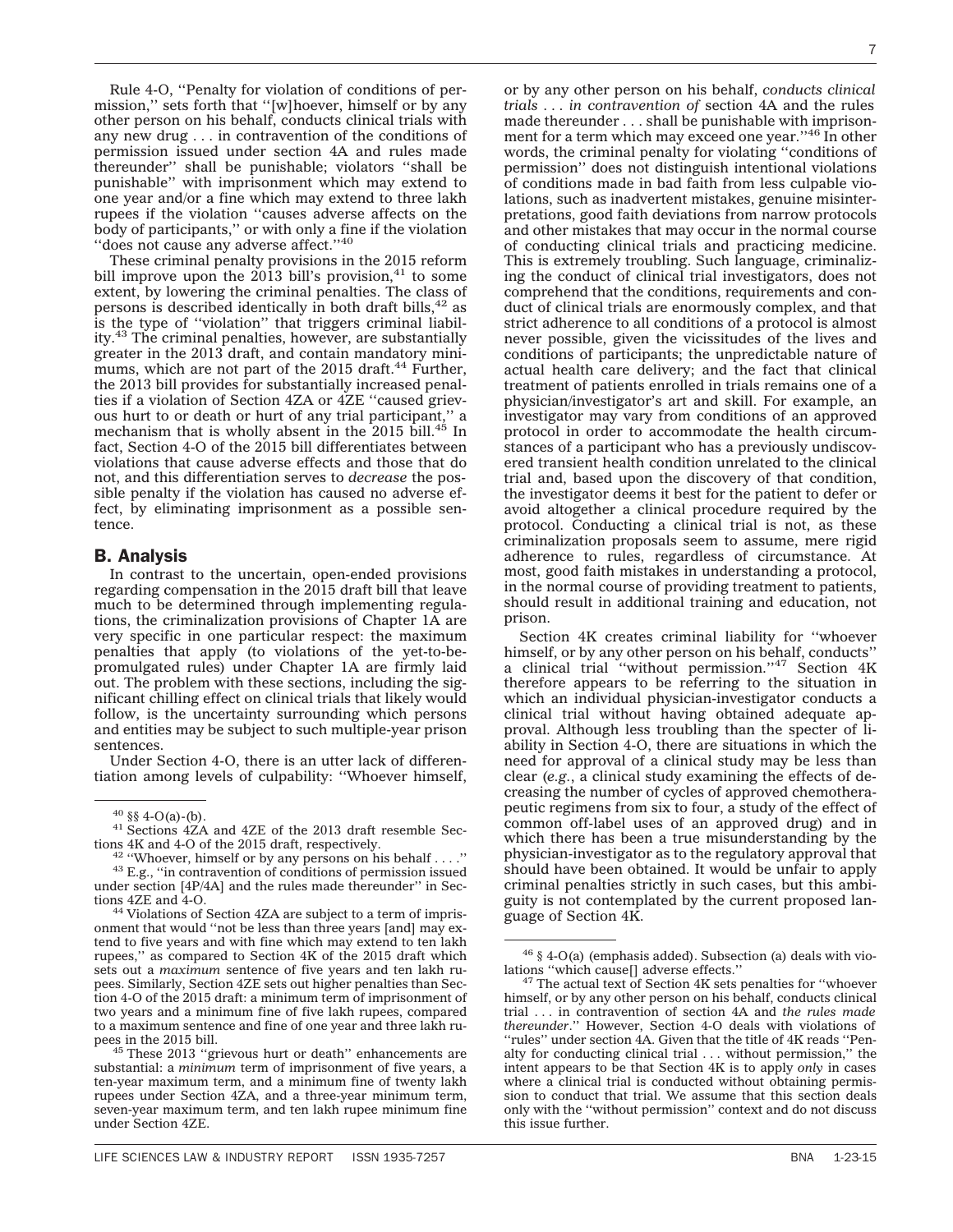Rule 4-O, ''Penalty for violation of conditions of permission,'' sets forth that ''[w]hoever, himself or by any other person on his behalf, conducts clinical trials with any new drug . . . in contravention of the conditions of permission issued under section 4A and rules made thereunder'' shall be punishable; violators ''shall be punishable'' with imprisonment which may extend to one year and/or a fine which may extend to three lakh rupees if the violation ''causes adverse affects on the body of participants,'' or with only a fine if the violation ''does not cause any adverse affect.''[40]

These criminal penalty provisions in the 2015 reform bill improve upon the 2013 bill's provision,[41] to some extent, by lowering the criminal penalties. The class of persons is described identically in both draft bills,[42] as is the type of ''violation'' that triggers criminal liability.[43] The criminal penalties, however, are substantially greater in the 2013 draft, and contain mandatory minimums, which are not part of the 2015 draft.[44] Further, the 2013 bill provides for substantially increased penalties if a violation of Section 4ZA or 4ZE ''caused grievous hurt to or death or hurt of any trial participant,'' a mechanism that is wholly absent in the 2015 bill.[45] In fact, Section 4-O of the 2015 bill differentiates between violations that cause adverse effects and those that do not, and this differentiation serves to *decrease* the possible penalty if the violation has caused no adverse effect, by eliminating imprisonment as a possible sentence.

## B. Analysis

In contrast to the uncertain, open-ended provisions regarding compensation in the 2015 draft bill that leave much to be determined through implementing regulations, the criminalization provisions of Chapter 1A are very specific in one particular respect: the maximum penalties that apply (to violations of the yet-to-be-promulgated rules) under Chapter 1A are firmly laid out. The problem with these sections, including the significant chilling effect on clinical trials that likely would follow, is the uncertainty surrounding which persons and entities may be subject to such multiple-year prison sentences.

Under Section 4-O, there is an utter lack of differentiation among levels of culpability: ''Whoever himself, or by any other person on his behalf, *conducts clinical trials . . . in contravention of* section 4A and the rules made thereunder . . . shall be punishable with imprisonment for a term which may exceed one year.''[46] In other words, the criminal penalty for violating ''conditions of permission'' does not distinguish intentional violations of conditions made in bad faith from less culpable violations, such as inadvertent mistakes, genuine misinterpretations, good faith deviations from narrow protocols and other mistakes that may occur in the normal course of conducting clinical trials and practicing medicine. This is extremely troubling. Such language, criminalizing the conduct of clinical trial investigators, does not comprehend that the conditions, requirements and conduct of clinical trials are enormously complex, and that strict adherence to all conditions of a protocol is almost never possible, given the vicissitudes of the lives and conditions of participants; the unpredictable nature of actual health care delivery; and the fact that clinical treatment of patients enrolled in trials remains one of a physician/investigator's art and skill. For example, an investigator may vary from conditions of an approved protocol in order to accommodate the health circumstances of a participant who has a previously undiscovered transient health condition unrelated to the clinical trial and, based upon the discovery of that condition, the investigator deems it best for the patient to defer or avoid altogether a clinical procedure required by the protocol. Conducting a clinical trial is not, as these criminalization proposals seem to assume, mere rigid adherence to rules, regardless of circumstance. At most, good faith mistakes in understanding a protocol, in the normal course of providing treatment to patients, should result in additional training and education, not prison.

Section 4K creates criminal liability for ''whoever himself, or by any other person on his behalf, conducts'' a clinical trial ''without permission.''[47] Section 4K therefore appears to be referring to the situation in which an individual physician-investigator conducts a clinical trial without having obtained adequate approval. Although less troubling than the specter of liability in Section 4-O, there are situations in which the need for approval of a clinical study may be less than clear (*e.g.*, a clinical study examining the effects of decreasing the number of cycles of approved chemotherapeutic regimens from six to four, a study of the effect of common off-label uses of an approved drug) and in which there has been a true misunderstanding by the physician-investigator as to the regulatory approval that should have been obtained. It would be unfair to apply criminal penalties strictly in such cases, but this ambiguity is not contemplated by the current proposed language of Section 4K.

---

[40] §§ 4-O(a)-(b).

[41] Sections 4ZA and 4ZE of the 2013 draft resemble Sections 4K and 4-O of the 2015 draft, respectively.

[42] ''Whoever, himself or by any persons on his behalf . . . .''

[43] E.g., ''in contravention of conditions of permission issued under section [4P/4A] and the rules made thereunder'' in Sections 4ZE and 4-O.

[44] Violations of Section 4ZA are subject to a term of imprisonment that would ''not be less than three years [and] may extend to five years and with fine which may extend to ten lakh rupees,'' as compared to Section 4K of the 2015 draft which sets out a *maximum* sentence of five years and ten lakh rupees. Similarly, Section 4ZE sets out higher penalties than Section 4-O of the 2015 draft: a minimum term of imprisonment of two years and a minimum fine of five lakh rupees, compared to a maximum sentence and fine of one year and three lakh rupees in the 2015 bill.

[45] These 2013 ''grievous hurt or death'' enhancements are substantial: a *minimum* term of imprisonment of five years, a ten-year maximum term, and a minimum fine of twenty lakh rupees under Section 4ZA, and a three-year minimum term, seven-year maximum term, and ten lakh rupee minimum fine under Section 4ZE.

[46] § 4-O(a) (emphasis added). Subsection (a) deals with violations ''which cause[] adverse effects.''

[47] The actual text of Section 4K sets penalties for ''whoever himself, or by any other person on his behalf, conducts clinical trial . . . in contravention of section 4A and *the rules made thereunder*.'' However, Section 4-O deals with violations of ''rules'' under section 4A. Given that the title of 4K reads ''Penalty for conducting clinical trial . . . without permission,'' the intent appears to be that Section 4K is to apply *only* in cases where a clinical trial is conducted without obtaining permission to conduct that trial. We assume that this section deals only with the ''without permission'' context and do not discuss this issue further.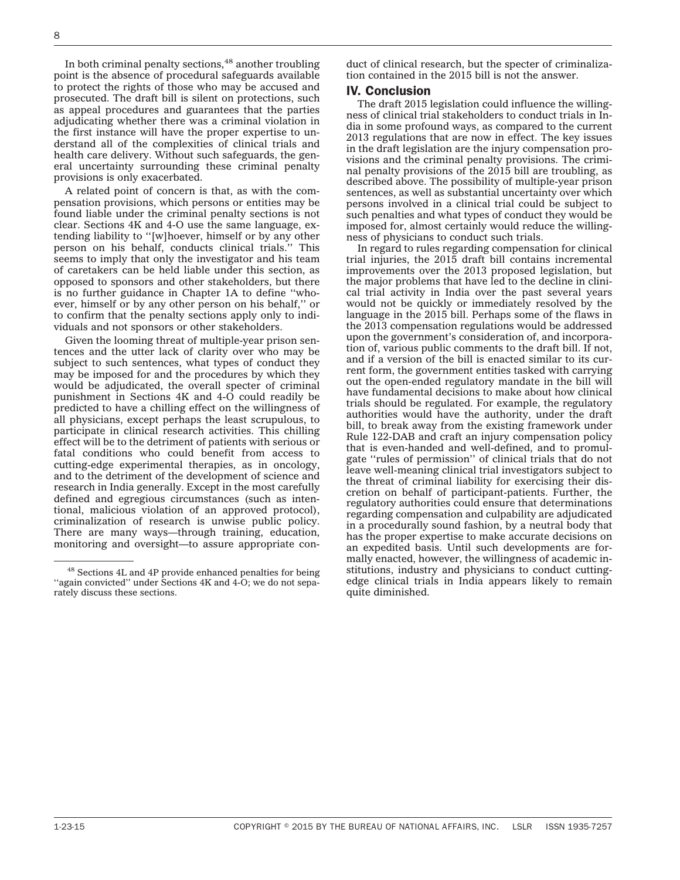In both criminal penalty sections,[48] another troubling point is the absence of procedural safeguards available to protect the rights of those who may be accused and prosecuted. The draft bill is silent on protections, such as appeal procedures and guarantees that the parties adjudicating whether there was a criminal violation in the first instance will have the proper expertise to understand all of the complexities of clinical trials and health care delivery. Without such safeguards, the general uncertainty surrounding these criminal penalty provisions is only exacerbated.

A related point of concern is that, as with the compensation provisions, which persons or entities may be found liable under the criminal penalty sections is not clear. Sections 4K and 4-O use the same language, extending liability to ''[w]hoever, himself or by any other person on his behalf, conducts clinical trials.'' This seems to imply that only the investigator and his team of caretakers can be held liable under this section, as opposed to sponsors and other stakeholders, but there is no further guidance in Chapter 1A to define ''whoever, himself or by any other person on his behalf,'' or to confirm that the penalty sections apply only to individuals and not sponsors or other stakeholders.

Given the looming threat of multiple-year prison sentences and the utter lack of clarity over who may be subject to such sentences, what types of conduct they may be imposed for and the procedures by which they would be adjudicated, the overall specter of criminal punishment in Sections 4K and 4-O could readily be predicted to have a chilling effect on the willingness of all physicians, except perhaps the least scrupulous, to participate in clinical research activities. This chilling effect will be to the detriment of patients with serious or fatal conditions who could benefit from access to cutting-edge experimental therapies, as in oncology, and to the detriment of the development of science and research in India generally. Except in the most carefully defined and egregious circumstances (such as intentional, malicious violation of an approved protocol), criminalization of research is unwise public policy. There are many ways—through training, education, monitoring and oversight—to assure appropriate conduct of clinical research, but the specter of criminalization contained in the 2015 bill is not the answer.

## IV. Conclusion

The draft 2015 legislation could influence the willingness of clinical trial stakeholders to conduct trials in India in some profound ways, as compared to the current 2013 regulations that are now in effect. The key issues in the draft legislation are the injury compensation provisions and the criminal penalty provisions. The criminal penalty provisions of the 2015 bill are troubling, as described above. The possibility of multiple-year prison sentences, as well as substantial uncertainty over which persons involved in a clinical trial could be subject to such penalties and what types of conduct they would be imposed for, almost certainly would reduce the willingness of physicians to conduct such trials.

In regard to rules regarding compensation for clinical trial injuries, the 2015 draft bill contains incremental improvements over the 2013 proposed legislation, but the major problems that have led to the decline in clinical trial activity in India over the past several years would not be quickly or immediately resolved by the language in the 2015 bill. Perhaps some of the flaws in the 2013 compensation regulations would be addressed upon the government's consideration of, and incorporation of, various public comments to the draft bill. If not, and if a version of the bill is enacted similar to its current form, the government entities tasked with carrying out the open-ended regulatory mandate in the bill will have fundamental decisions to make about how clinical trials should be regulated. For example, the regulatory authorities would have the authority, under the draft bill, to break away from the existing framework under Rule 122-DAB and craft an injury compensation policy that is even-handed and well-defined, and to promulgate ''rules of permission'' of clinical trials that do not leave well-meaning clinical trial investigators subject to the threat of criminal liability for exercising their discretion on behalf of participant-patients. Further, the regulatory authorities could ensure that determinations regarding compensation and culpability are adjudicated in a procedurally sound fashion, by a neutral body that has the proper expertise to make accurate decisions on an expedited basis. Until such developments are formally enacted, however, the willingness of academic institutions, industry and physicians to conduct cutting-edge clinical trials in India appears likely to remain quite diminished.

---

[48] Sections 4L and 4P provide enhanced penalties for being ''again convicted'' under Sections 4K and 4-O; we do not separately discuss these sections.